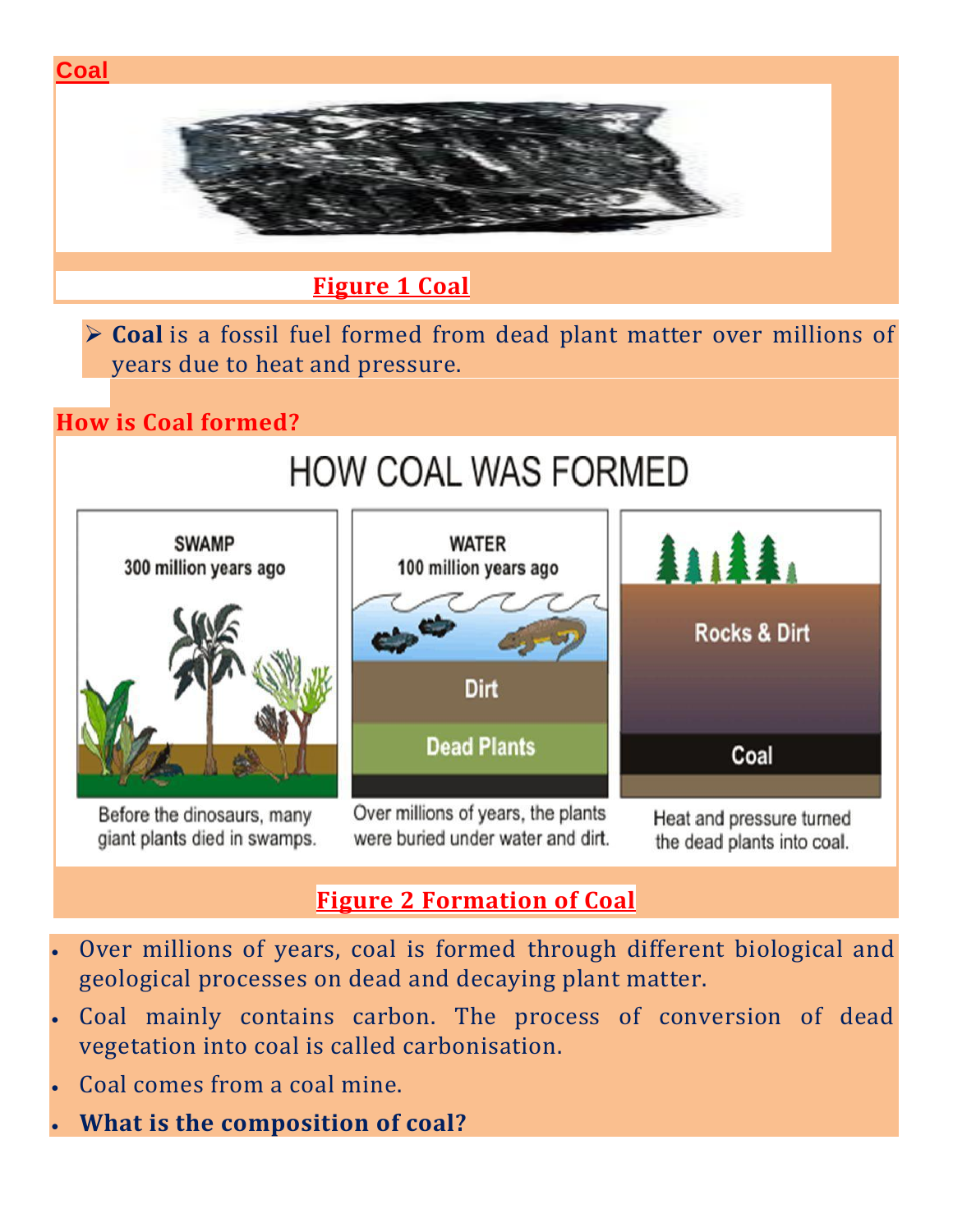## Coal

Figure 1 Coal

- **Coal** is a fossil fuel formed from dead plant matter over millions of years due to heat and pressure.

## How is Coal formed?

HOW COAL WAS FORMED

SWAMP
300 million years ago

Before the dinosaurs, many giant plants died in swamps.

WATER
100 million years ago

Dirt

Dead Plants

Over millions of years, the plants were buried under water and dirt.

Rocks & Dirt

Coal

Heat and pressure turned the dead plants into coal.

Figure 2 Formation of Coal

- Over millions of years, coal is formed through different biological and geological processes on dead and decaying plant matter.
- Coal mainly contains carbon. The process of conversion of dead vegetation into coal is called carbonisation.
- Coal comes from a coal mine.
- **What is the composition of coal?**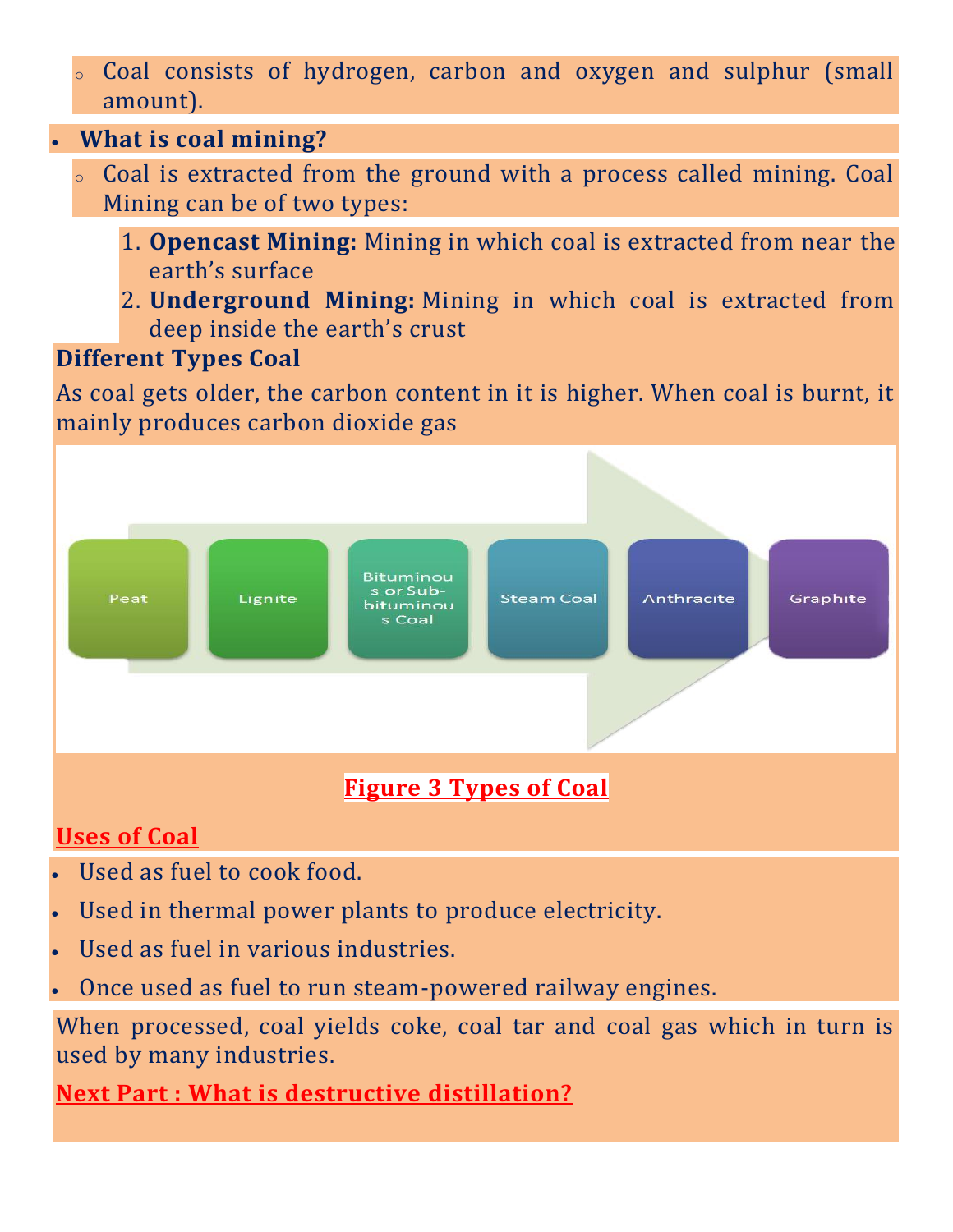- Coal consists of hydrogen, carbon and oxygen and sulphur (small amount).

- **What is coal mining?**
  - Coal is extracted from the ground with a process called mining. Coal Mining can be of two types:
    1. **Opencast Mining:** Mining in which coal is extracted from near the earth's surface
    2. **Underground Mining:** Mining in which coal is extracted from deep inside the earth's crust

**Different Types Coal**

As coal gets older, the carbon content in it is higher. When coal is burnt, it mainly produces carbon dioxide gas

Peat

Lignite

Bituminous or Sub-bituminous Coal

Steam Coal

Anthracite

Graphite

**Figure 3 Types of Coal**

**Uses of Coal**

- Used as fuel to cook food.
- Used in thermal power plants to produce electricity.
- Used as fuel in various industries.
- Once used as fuel to run steam-powered railway engines.

When processed, coal yields coke, coal tar and coal gas which in turn is used by many industries.

**Next Part : What is destructive distillation?**